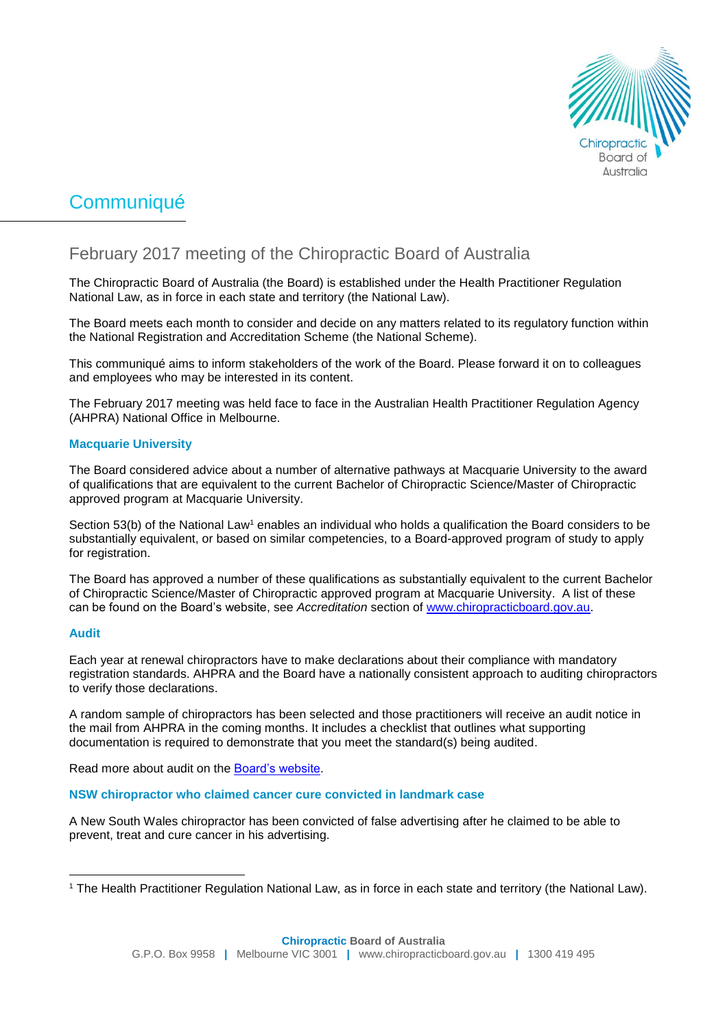# Communiqué

## February 2017 meeting of the Chiropractic Board of Australia

The Chiropractic Board of Australia (the Board) is established under the Health Practitioner Regulation National Law, as in force in each state and territory (the National Law).

The Board meets each month to consider and decide on any matters related to its regulatory function within the National Registration and Accreditation Scheme (the National Scheme).

This communiqué aims to inform stakeholders of the work of the Board. Please forward it on to colleagues and employees who may be interested in its content.

The February 2017 meeting was held face to face in the Australian Health Practitioner Regulation Agency (AHPRA) National Office in Melbourne.

### Macquarie University

The Board considered advice about a number of alternative pathways at Macquarie University to the award of qualifications that are equivalent to the current Bachelor of Chiropractic Science/Master of Chiropractic approved program at Macquarie University.

Section 53(b) of the National Law[1] enables an individual who holds a qualification the Board considers to be substantially equivalent, or based on similar competencies, to a Board-approved program of study to apply for registration.

The Board has approved a number of these qualifications as substantially equivalent to the current Bachelor of Chiropractic Science/Master of Chiropractic approved program at Macquarie University. A list of these can be found on the Board's website, see *Accreditation* section of [www.chiropracticboard.gov.au](http://www.chiropracticboard.gov.au).

### Audit

Each year at renewal chiropractors have to make declarations about their compliance with mandatory registration standards. AHPRA and the Board have a nationally consistent approach to auditing chiropractors to verify those declarations.

A random sample of chiropractors has been selected and those practitioners will receive an audit notice in the mail from AHPRA in the coming months. It includes a checklist that outlines what supporting documentation is required to demonstrate that you meet the standard(s) being audited.

Read more about audit on the [Board's website](#).

### NSW chiropractor who claimed cancer cure convicted in landmark case

A New South Wales chiropractor has been convicted of false advertising after he claimed to be able to prevent, treat and cure cancer in his advertising.

---

[1] The Health Practitioner Regulation National Law, as in force in each state and territory (the National Law).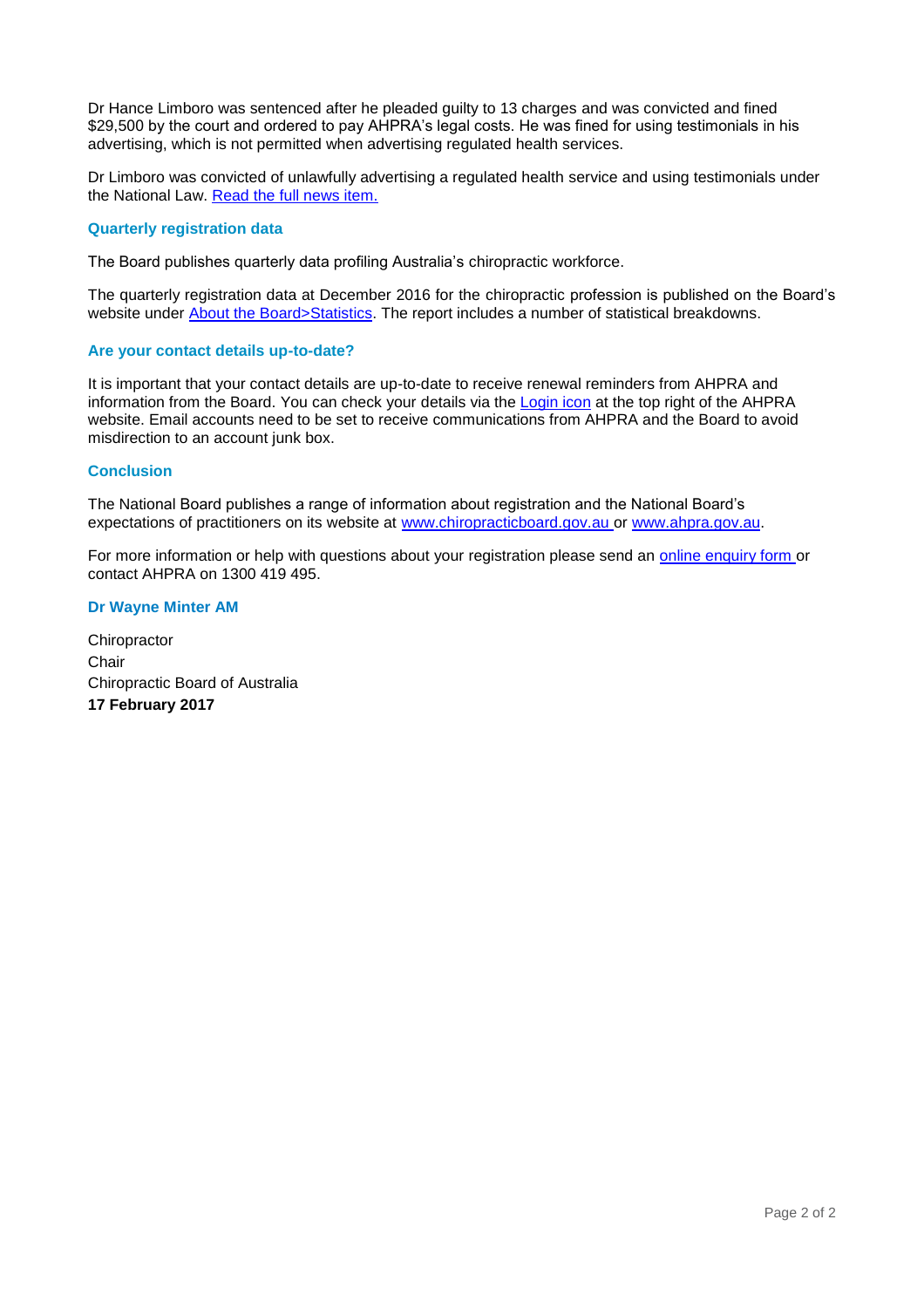Dr Hance Limboro was sentenced after he pleaded guilty to 13 charges and was convicted and fined $29,500 by the court and ordered to pay AHPRA's legal costs. He was fined for using testimonials in his advertising, which is not permitted when advertising regulated health services.

Dr Limboro was convicted of unlawfully advertising a regulated health service and using testimonials under the National Law. [Read the full news item.]

### Quarterly registration data

The Board publishes quarterly data profiling Australia's chiropractic workforce.

The quarterly registration data at December 2016 for the chiropractic profession is published on the Board's website under [About the Board>Statistics]. The report includes a number of statistical breakdowns.

### Are your contact details up-to-date?

It is important that your contact details are up-to-date to receive renewal reminders from AHPRA and information from the Board. You can check your details via the [Login icon] at the top right of the AHPRA website. Email accounts need to be set to receive communications from AHPRA and the Board to avoid misdirection to an account junk box.

### Conclusion

The National Board publishes a range of information about registration and the National Board's expectations of practitioners on its website at www.chiropracticboard.gov.au or www.ahpra.gov.au.

For more information or help with questions about your registration please send an [online enquiry form] or contact AHPRA on 1300 419 495.

### Dr Wayne Minter AM

Chiropractor
Chair
Chiropractic Board of Australia
**17 February 2017**